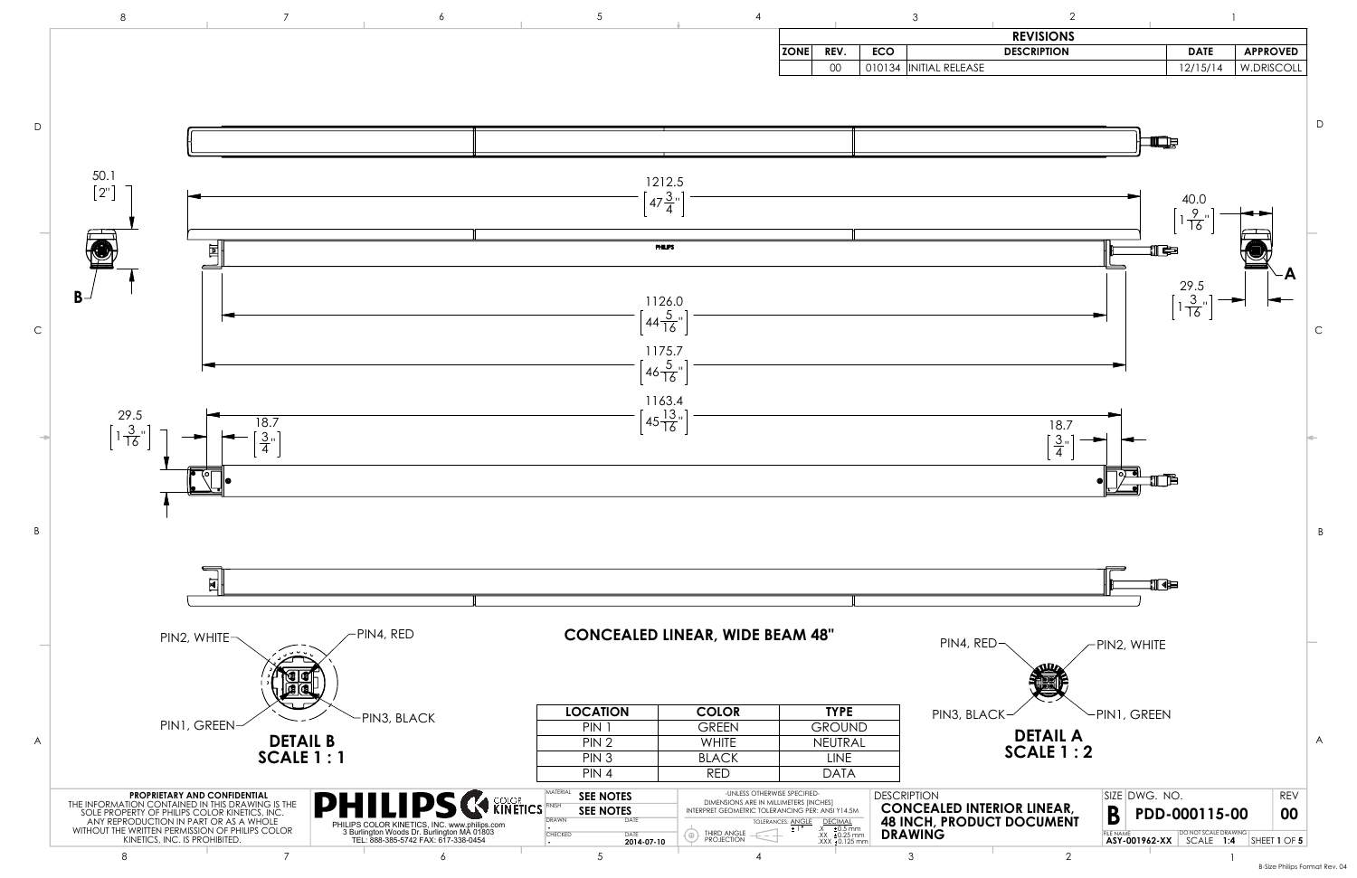## REVISIONS

| ZONE | REV. | ECO | DESCRIPTION | DATE | APPROVED |
|---|---|---|---|---|---|
| | 00 | 010134 | INITIAL RELEASE | 12/15/14 | W.DRISCOLL |

50.1 [2"]

1212.5 [$47\frac{3}{4}$"]

40.0 [$1\frac{9}{16}$"]

29.5 [$1\frac{3}{16}$"]

A

B

PHILIPS

1126.0 [$44\frac{5}{16}$"]

1175.7 [$46\frac{5}{16}$"]

1163.4 [$45\frac{13}{16}$"]

29.5 [$1\frac{3}{16}$"]

18.7 [$\frac{3}{4}$"]

18.7 [$\frac{3}{4}$"]

PIN2, WHITE — PIN4, RED — PIN1, GREEN — PIN3, BLACK

**DETAIL B**
**SCALE 1 : 1**

## CONCEALED LINEAR, WIDE BEAM 48"

| LOCATION | COLOR | TYPE |
|---|---|---|
| PIN 1 | GREEN | GROUND |
| PIN 2 | WHITE | NEUTRAL |
| PIN 3 | BLACK | LINE |
| PIN 4 | RED | DATA |

PIN4, RED — PIN2, WHITE — PIN3, BLACK — PIN1, GREEN

**DETAIL A**
**SCALE 1 : 2**

**PROPRIETARY AND CONFIDENTIAL**
THE INFORMATION CONTAINED IN THIS DRAWING IS THE SOLE PROPERTY OF PHILIPS COLOR KINETICS, INC. ANY REPRODUCTION IN PART OR AS A WHOLE WITHOUT THE WRITTEN PERMISSION OF PHILIPS COLOR KINETICS, INC. IS PROHIBITED.

PHILIPS COLOR KINETICS
PHILIPS COLOR KINETICS, INC. www.philips.com
3 Burlington Woods Dr. Burlington MA 01803
TEL: 888-385-5742 FAX: 617-338-0454

MATERIAL: SEE NOTES
FINISH: SEE NOTES
DRAWN: - DATE:
CHECKED: - DATE: 2014-07-10

-UNLESS OTHERWISE SPECIFIED-
DIMENSIONS ARE IN MILLIMETERS [INCHES]
INTERPRET GEOMETRIC TOLERANCING PER: ANSI Y14.5M
TOLERANCES: ANGLE ± 1° DECIMAL .X ±0.5 mm .XX ±0.25 mm .XXX ±0.125 mm
THIRD ANGLE PROJECTION

DESCRIPTION: **CONCEALED INTERIOR LINEAR, 48 INCH, PRODUCT DOCUMENT DRAWING**

SIZE: B | DWG. NO.: PDD-000115-00 | REV: 00
FILE NAME: ASY-001962-XX | DO NOT SCALE DRAWING | SCALE 1:4 | SHEET 1 OF 5

B-Size Philips Format Rev. 04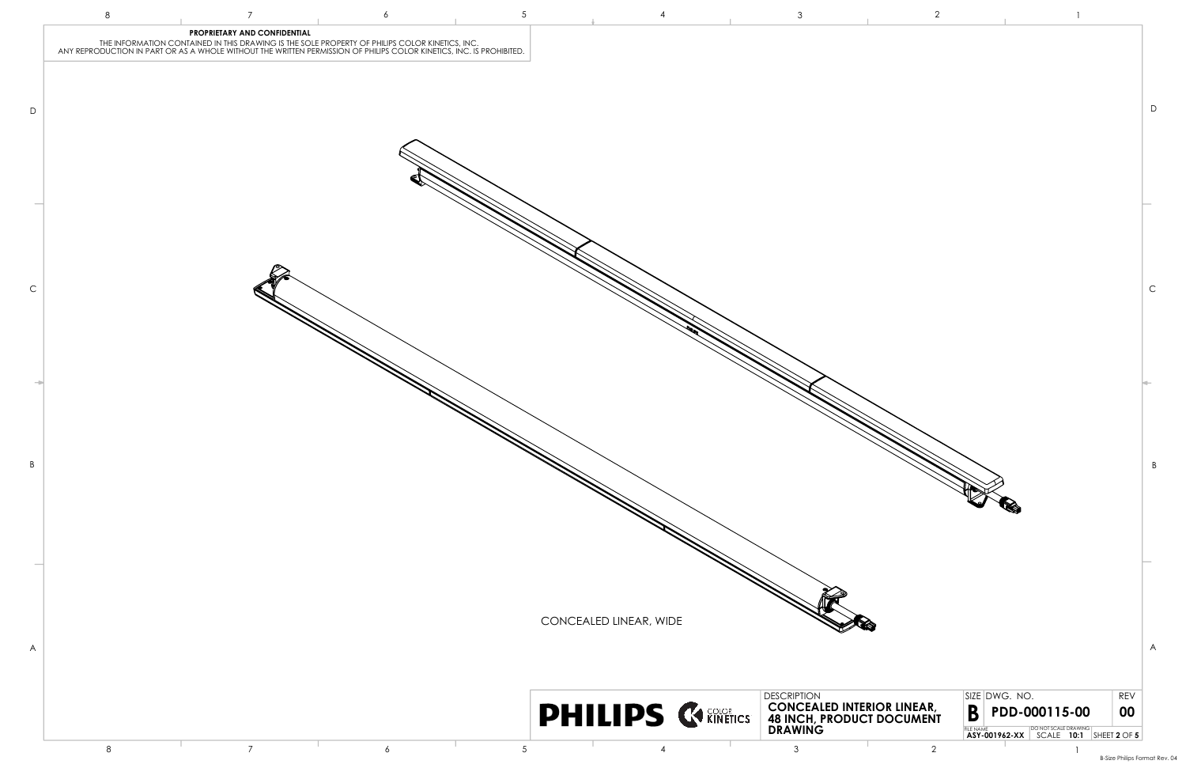**PROPRIETARY AND CONFIDENTIAL**

THE INFORMATION CONTAINED IN THIS DRAWING IS THE SOLE PROPERTY OF PHILIPS COLOR KINETICS, INC. ANY REPRODUCTION IN PART OR AS A WHOLE WITHOUT THE WRITTEN PERMISSION OF PHILIPS COLOR KINETICS, INC. IS PROHIBITED.

CONCEALED LINEAR, WIDE

| PHILIPS COLOR KINETICS | DESCRIPTION | SIZE | DWG. NO. | REV |
|---|---|---|---|---|
| | **CONCEALED INTERIOR LINEAR, 48 INCH, PRODUCT DOCUMENT DRAWING** | **B** | **PDD-000115-00** | **00** |
| | | FILE NAME **ASY-001962-XX** | DO NOT SCALE DRAWING SCALE **10:1** | SHEET **2** OF **5** |

B-Size Philips Format Rev. 04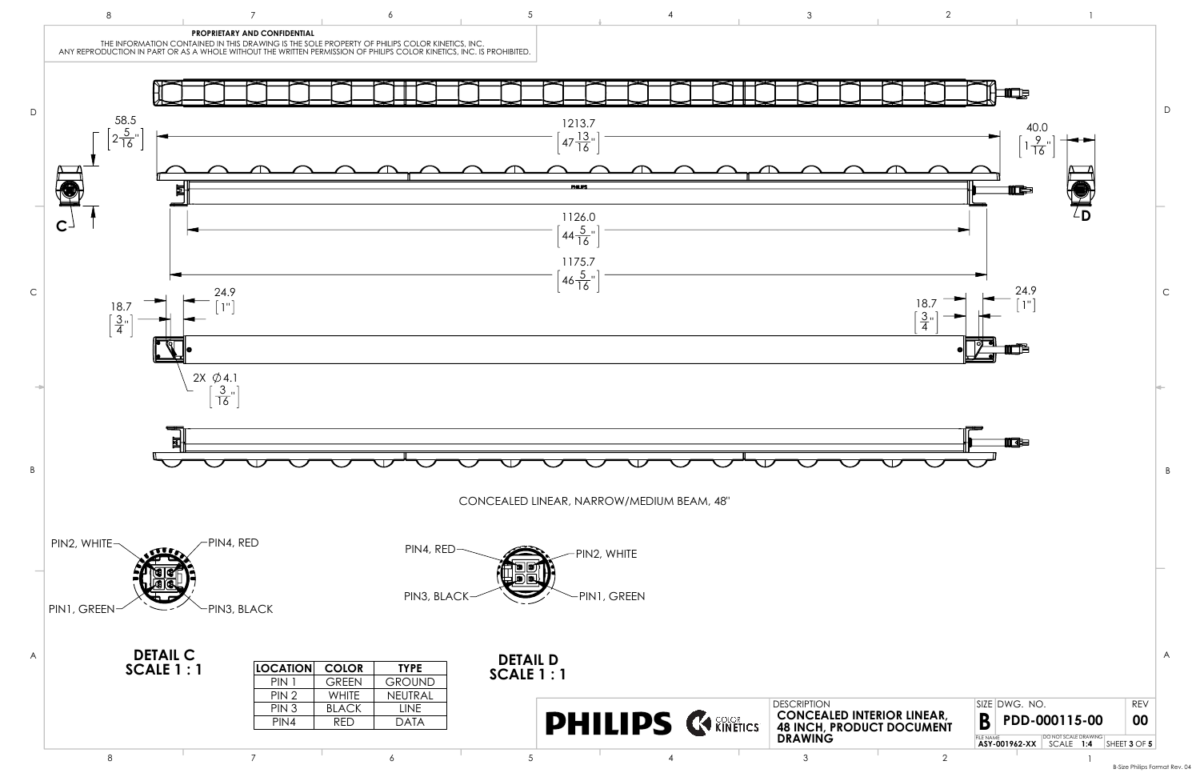**PROPRIETARY AND CONFIDENTIAL**

THE INFORMATION CONTAINED IN THIS DRAWING IS THE SOLE PROPERTY OF PHILIPS COLOR KINETICS, INC. ANY REPRODUCTION IN PART OR AS A WHOLE WITHOUT THE WRITTEN PERMISSION OF PHILIPS COLOR KINETICS, INC. IS PROHIBITED.

58.5 [$2\frac{5}{16}$"]

1213.7 [$47\frac{13}{16}$"]

40.0 [$1\frac{9}{16}$"]

C

D

1126.0 [$44\frac{5}{16}$"]

1175.7 [$46\frac{5}{16}$"]

18.7 [$\frac{3}{4}$"]

24.9 [1"]

18.7 [$\frac{3}{4}$"]

24.9 [1"]

2X ⌀4.1 [$\frac{3}{16}$"]

CONCEALED LINEAR, NARROW/MEDIUM BEAM, 48"

PIN2, WHITE

PIN4, RED

PIN1, GREEN

PIN3, BLACK

**DETAIL C**
**SCALE 1 : 1**

PIN4, RED

PIN2, WHITE

PIN3, BLACK

PIN1, GREEN

**DETAIL D**
**SCALE 1 : 1**

| LOCATION | COLOR | TYPE |
|---|---|---|
| PIN 1 | GREEN | GROUND |
| PIN 2 | WHITE | NEUTRAL |
| PIN 3 | BLACK | LINE |
| PIN4 | RED | DATA |

PHILIPS COLOR KINETICS

| DESCRIPTION | SIZE | DWG. NO. | REV |
|---|---|---|---|
| CONCEALED INTERIOR LINEAR, 48 INCH, PRODUCT DOCUMENT DRAWING | B | PDD-000115-00 | 00 |

FILE NAME: ASY-001962-XX | DO NOT SCALE DRAWING | SCALE 1:4 | SHEET 3 OF 5

B-Size Philips Format Rev. 04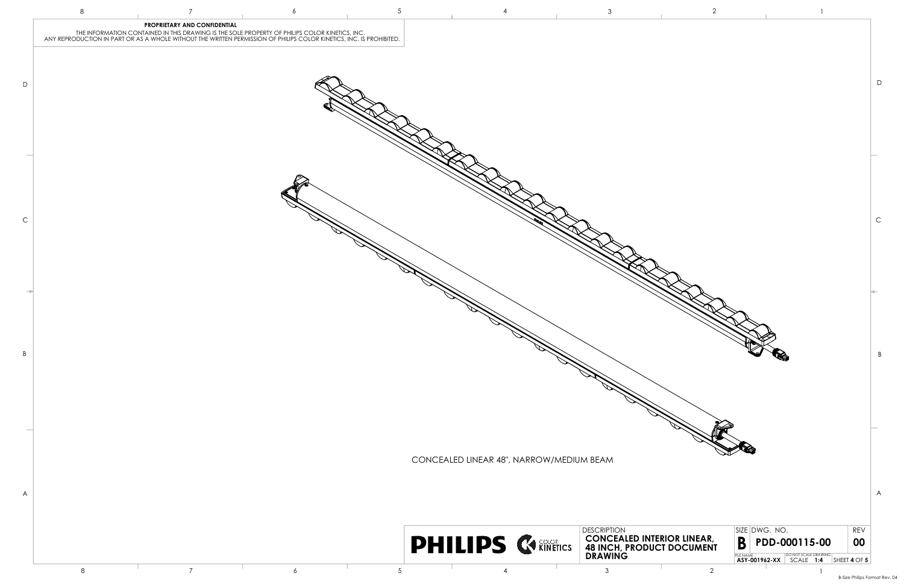**PROPRIETARY AND CONFIDENTIAL**

THE INFORMATION CONTAINED IN THIS DRAWING IS THE SOLE PROPERTY OF PHILIPS COLOR KINETICS, INC. ANY REPRODUCTION IN PART OR AS A WHOLE WITHOUT THE WRITTEN PERMISSION OF PHILIPS COLOR KINETICS, INC. IS PROHIBITED.

CONCEALED LINEAR 48", NARROW/MEDIUM BEAM

PHILIPS | COLOR KINETICS

| DESCRIPTION | SIZE | DWG. NO. | REV |
|---|---|---|---|
| CONCEALED INTERIOR LINEAR, 48 INCH, PRODUCT DOCUMENT DRAWING | B | PDD-000115-00 | 00 |
| FILE NAME: ASY-001962-XX | DO NOT SCALE DRAWING | SCALE 1:4 | SHEET 4 OF 5 |

B-Size Philips Format Rev. 04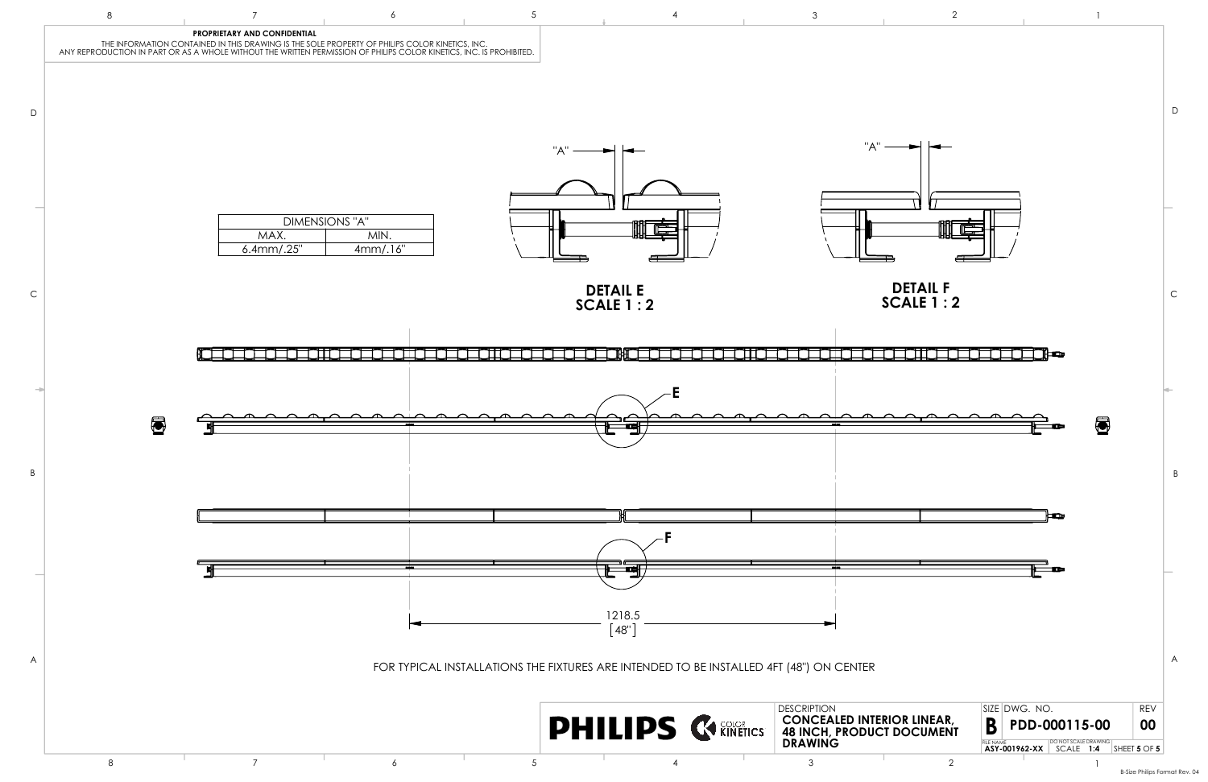**PROPRIETARY AND CONFIDENTIAL**

THE INFORMATION CONTAINED IN THIS DRAWING IS THE SOLE PROPERTY OF PHILIPS COLOR KINETICS, INC. ANY REPRODUCTION IN PART OR AS A WHOLE WITHOUT THE WRITTEN PERMISSION OF PHILIPS COLOR KINETICS, INC. IS PROHIBITED.

| DIMENSIONS "A" | |
|---|---|
| MAX. | MIN. |
| 6.4mm/.25" | 4mm/.16" |

"A"

**DETAIL E**
**SCALE 1 : 2**

"A"

**DETAIL F**
**SCALE 1 : 2**

E

F

1218.5
[48"]

FOR TYPICAL INSTALLATIONS THE FIXTURES ARE INTENDED TO BE INSTALLED 4FT (48") ON CENTER

PHILIPS COLOR KINETICS

DESCRIPTION
**CONCEALED INTERIOR LINEAR, 48 INCH, PRODUCT DOCUMENT DRAWING**

| SIZE | DWG. NO. | REV |
|---|---|---|
| B | PDD-000115-00 | 00 |

FILE NAME: ASY-001962-XX | DO NOT SCALE DRAWING | SCALE 1:4 | SHEET 5 OF 5

B-Size Philips Format Rev. 04